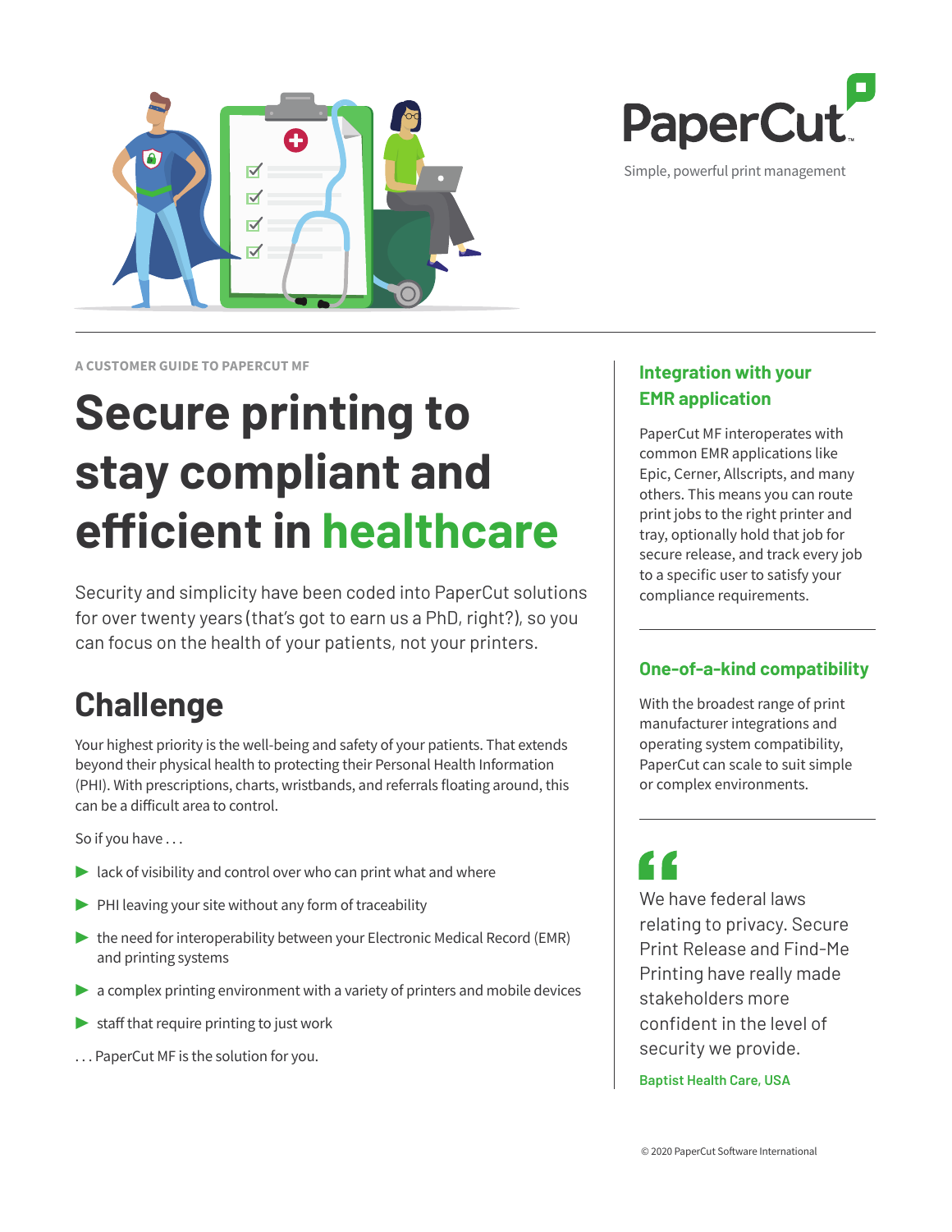PaperCut

Simple, powerful print management

A CUSTOMER GUIDE TO PAPERCUT MF

# Secure printing to stay compliant and efficient in healthcare

Security and simplicity have been coded into PaperCut solutions for over twenty years (that's got to earn us a PhD, right?), so you can focus on the health of your patients, not your printers.

## Challenge

Your highest priority is the well-being and safety of your patients. That extends beyond their physical health to protecting their Personal Health Information (PHI). With prescriptions, charts, wristbands, and referrals floating around, this can be a difficult area to control.

So if you have . . .

- lack of visibility and control over who can print what and where
- PHI leaving your site without any form of traceability
- the need for interoperability between your Electronic Medical Record (EMR) and printing systems
- a complex printing environment with a variety of printers and mobile devices
- staff that require printing to just work

. . . PaperCut MF is the solution for you.

### Integration with your EMR application

PaperCut MF interoperates with common EMR applications like Epic, Cerner, Allscripts, and many others. This means you can route print jobs to the right printer and tray, optionally hold that job for secure release, and track every job to a specific user to satisfy your compliance requirements.

### One-of-a-kind compatibility

With the broadest range of print manufacturer integrations and operating system compatibility, PaperCut can scale to suit simple or complex environments.

> We have federal laws relating to privacy. Secure Print Release and Find-Me Printing have really made stakeholders more confident in the level of security we provide.
>
> **Baptist Health Care, USA**

© 2020 PaperCut Software International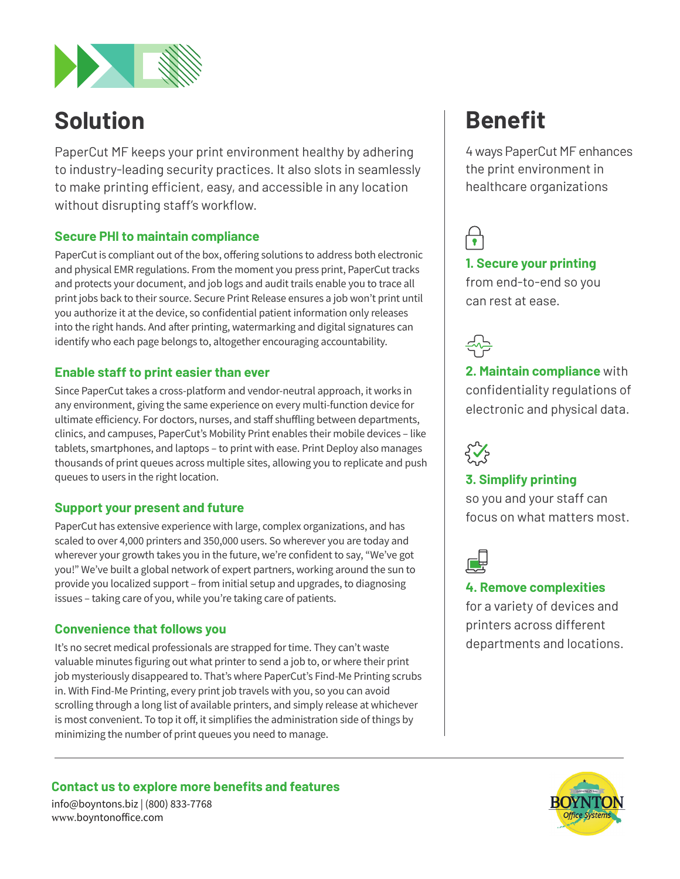# Solution

PaperCut MF keeps your print environment healthy by adhering to industry-leading security practices. It also slots in seamlessly to make printing efficient, easy, and accessible in any location without disrupting staff's workflow.

### Secure PHI to maintain compliance

PaperCut is compliant out of the box, offering solutions to address both electronic and physical EMR regulations. From the moment you press print, PaperCut tracks and protects your document, and job logs and audit trails enable you to trace all print jobs back to their source. Secure Print Release ensures a job won't print until you authorize it at the device, so confidential patient information only releases into the right hands. And after printing, watermarking and digital signatures can identify who each page belongs to, altogether encouraging accountability.

### Enable staff to print easier than ever

Since PaperCut takes a cross-platform and vendor-neutral approach, it works in any environment, giving the same experience on every multi-function device for ultimate efficiency. For doctors, nurses, and staff shuffling between departments, clinics, and campuses, PaperCut's Mobility Print enables their mobile devices – like tablets, smartphones, and laptops – to print with ease. Print Deploy also manages thousands of print queues across multiple sites, allowing you to replicate and push queues to users in the right location.

### Support your present and future

PaperCut has extensive experience with large, complex organizations, and has scaled to over 4,000 printers and 350,000 users. So wherever you are today and wherever your growth takes you in the future, we're confident to say, "We've got you!" We've built a global network of expert partners, working around the sun to provide you localized support – from initial setup and upgrades, to diagnosing issues – taking care of you, while you're taking care of patients.

### Convenience that follows you

It's no secret medical professionals are strapped for time. They can't waste valuable minutes figuring out what printer to send a job to, or where their print job mysteriously disappeared to. That's where PaperCut's Find-Me Printing scrubs in. With Find-Me Printing, every print job travels with you, so you can avoid scrolling through a long list of available printers, and simply release at whichever is most convenient. To top it off, it simplifies the administration side of things by minimizing the number of print queues you need to manage.

# Benefit

4 ways PaperCut MF enhances the print environment in healthcare organizations

**1. Secure your printing** from end-to-end so you can rest at ease.

**2. Maintain compliance** with confidentiality regulations of electronic and physical data.

**3. Simplify printing** so you and your staff can focus on what matters most.

**4. Remove complexities** for a variety of devices and printers across different departments and locations.

### Contact us to explore more benefits and features

info@boyntons.biz | (800) 833-7768
www.boyntonoffice.com

BOYNTON Office Systems